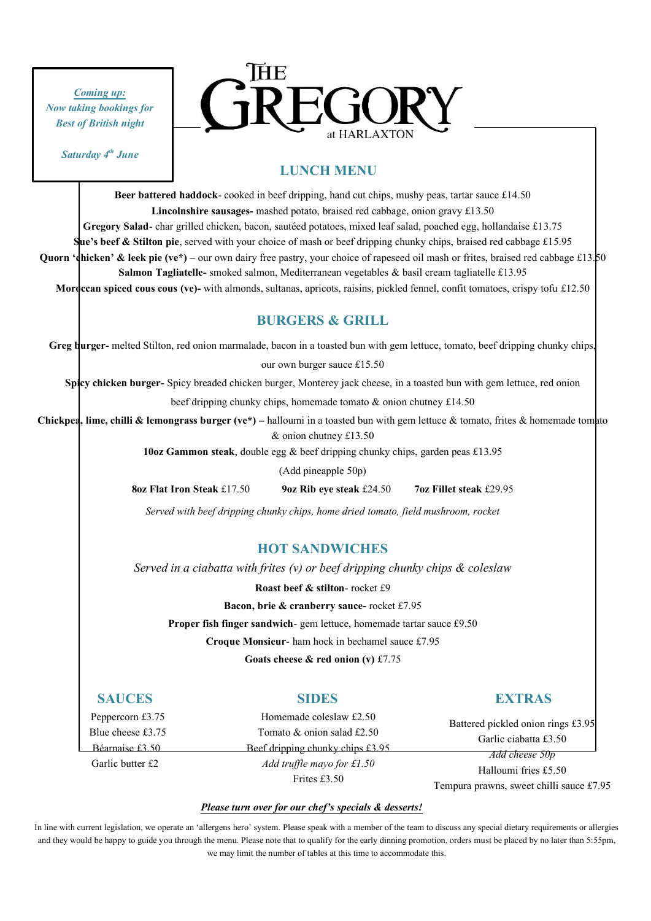*__Coming up:__*
***Now taking bookings for Best of British night***

***Saturday 4th June***

# THE GREGORY
at HARLAXTON

## LUNCH MENU

**Beer battered haddock**- cooked in beef dripping, hand cut chips, mushy peas, tartar sauce £14.50

**Lincolnshire sausages-** mashed potato, braised red cabbage, onion gravy £13.50

**Gregory Salad**- char grilled chicken, bacon, sautéed potatoes, mixed leaf salad, poached egg, hollandaise £13.75

**Sue's beef & Stilton pie**, served with your choice of mash or beef dripping chunky chips, braised red cabbage £15.95

**Quorn 'chicken' & leek pie (ve\*) –** our own dairy free pastry, your choice of rapeseed oil mash or frites, braised red cabbage £13.50

**Salmon Tagliatelle-** smoked salmon, Mediterranean vegetables & basil cream tagliatelle £13.95

**Moroccan spiced cous cous (ve)-** with almonds, sultanas, apricots, raisins, pickled fennel, confit tomatoes, crispy tofu £12.50

## BURGERS & GRILL

**Greg burger-** melted Stilton, red onion marmalade, bacon in a toasted bun with gem lettuce, tomato, beef dripping chunky chips, our own burger sauce £15.50

**Spicy chicken burger-** Spicy breaded chicken burger, Monterey jack cheese, in a toasted bun with gem lettuce, red onion beef dripping chunky chips, homemade tomato & onion chutney £14.50

**Chickpea, lime, chilli & lemongrass burger (ve\*) –** halloumi in a toasted bun with gem lettuce & tomato, frites & homemade tomato & onion chutney £13.50

**10oz Gammon steak**, double egg & beef dripping chunky chips, garden peas £13.95

(Add pineapple 50p)

**8oz Flat Iron Steak** £17.50 **9oz Rib eye steak** £24.50 **7oz Fillet steak** £29.95

*Served with beef dripping chunky chips, home dried tomato, field mushroom, rocket*

## HOT SANDWICHES

*Served in a ciabatta with frites (v) or beef dripping chunky chips & coleslaw*

**Roast beef & stilton**- rocket £9

**Bacon, brie & cranberry sauce-** rocket £7.95

**Proper fish finger sandwich**- gem lettuce, homemade tartar sauce £9.50

**Croque Monsieur**- ham hock in bechamel sauce £7.95

**Goats cheese & red onion (v)** £7.75

## SAUCES

Peppercorn £3.75
Blue cheese £3.75
Béarnaise £3.50
Garlic butter £2

## SIDES

Homemade coleslaw £2.50
Tomato & onion salad £2.50
Beef dripping chunky chips £3.95
*Add truffle mayo for £1.50*
Frites £3.50

## EXTRAS

Battered pickled onion rings £3.95
Garlic ciabatta £3.50
*Add cheese 50p*
Halloumi fries £5.50
Tempura prawns, sweet chilli sauce £7.95

*__Please turn over for our chef's specials & desserts!__*

In line with current legislation, we operate an 'allergens hero' system. Please speak with a member of the team to discuss any special dietary requirements or allergies and they would be happy to guide you through the menu. Please note that to qualify for the early dinning promotion, orders must be placed by no later than 5:55pm, we may limit the number of tables at this time to accommodate this.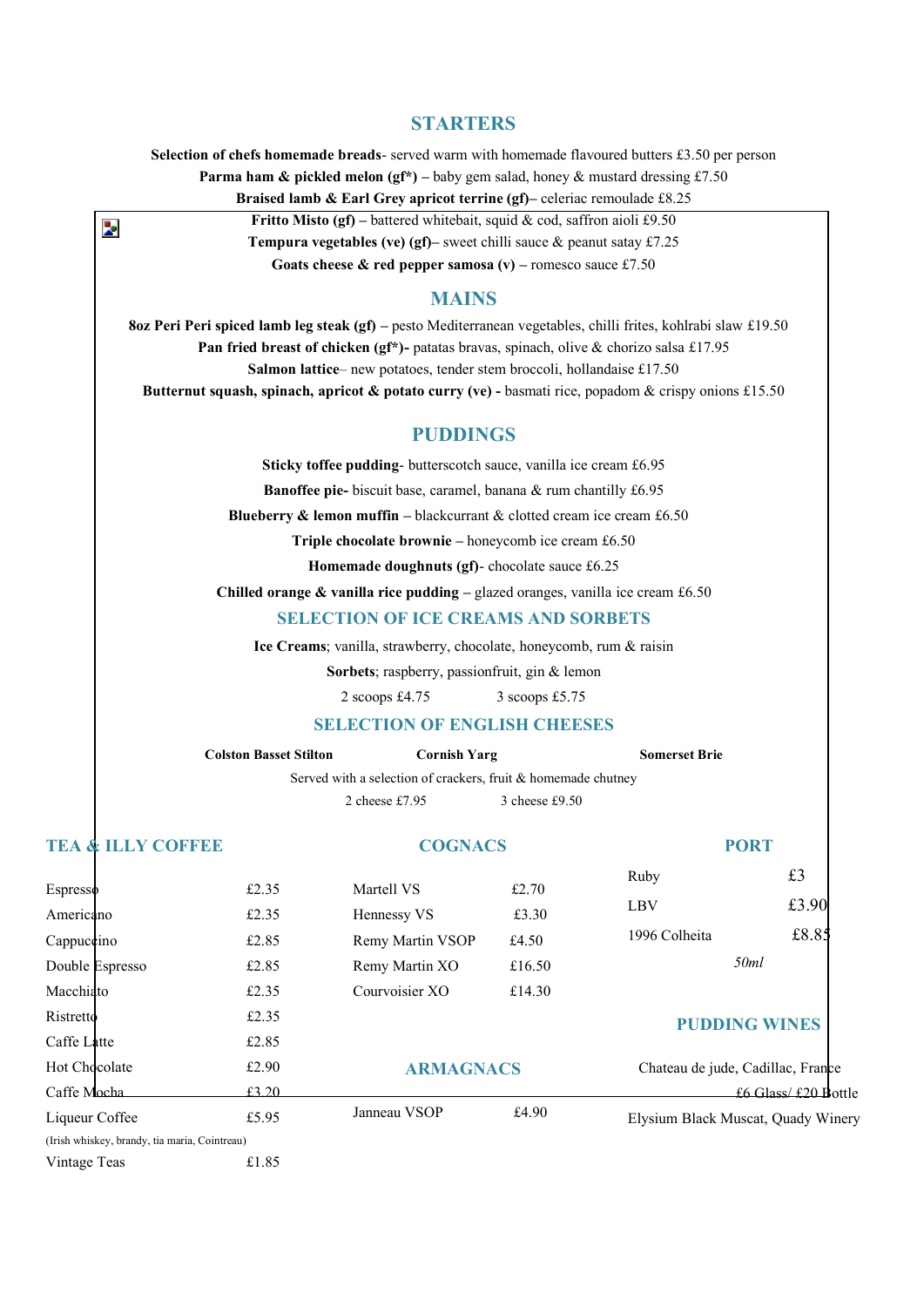## STARTERS

**Selection of chefs homemade breads**- served warm with homemade flavoured butters £3.50 per person

**Parma ham & pickled melon (gf*)** – baby gem salad, honey & mustard dressing £7.50

**Braised lamb & Earl Grey apricot terrine (gf)**– celeriac remoulade £8.25

**Fritto Misto (gf)** – battered whitebait, squid & cod, saffron aioli £9.50

**Tempura vegetables (ve) (gf)**– sweet chilli sauce & peanut satay £7.25

**Goats cheese & red pepper samosa (v)** – romesco sauce £7.50

## MAINS

**8oz Peri Peri spiced lamb leg steak (gf)** – pesto Mediterranean vegetables, chilli frites, kohlrabi slaw £19.50

**Pan fried breast of chicken (gf*)**- patatas bravas, spinach, olive & chorizo salsa £17.95

**Salmon lattice**– new potatoes, tender stem broccoli, hollandaise £17.50

**Butternut squash, spinach, apricot & potato curry (ve)** - basmati rice, popadom & crispy onions £15.50

## PUDDINGS

**Sticky toffee pudding**- butterscotch sauce, vanilla ice cream £6.95

**Banoffee pie-** biscuit base, caramel, banana & rum chantilly £6.95

**Blueberry & lemon muffin** – blackcurrant & clotted cream ice cream £6.50

**Triple chocolate brownie** – honeycomb ice cream £6.50

**Homemade doughnuts (gf)**- chocolate sauce £6.25

**Chilled orange & vanilla rice pudding** – glazed oranges, vanilla ice cream £6.50

## SELECTION OF ICE CREAMS AND SORBETS

**Ice Creams**; vanilla, strawberry, chocolate, honeycomb, rum & raisin

**Sorbets**; raspberry, passionfruit, gin & lemon

2 scoops £4.75     3 scoops £5.75

## SELECTION OF ENGLISH CHEESES

**Colston Basset Stilton**     **Cornish Yarg**     **Somerset Brie**

Served with a selection of crackers, fruit & homemade chutney

2 cheese £7.95     3 cheese £9.50

## TEA & ILLY COFFEE

| | |
|---|---|
| Espresso | £2.35 |
| Americano | £2.35 |
| Cappuccino | £2.85 |
| Double Espresso | £2.85 |
| Macchiato | £2.35 |
| Ristretto | £2.35 |
| Caffe Latte | £2.85 |
| Hot Chocolate | £2.90 |
| Caffe Mocha | £3.20 |
| Liqueur Coffee | £5.95 |

(Irish whiskey, brandy, tia maria, Cointreau)

| | |
|---|---|
| Vintage Teas | £1.85 |

## COGNACS

| | |
|---|---|
| Martell VS | £2.70 |
| Hennessy VS | £3.30 |
| Remy Martin VSOP | £4.50 |
| Remy Martin XO | £16.50 |
| Courvoisier XO | £14.30 |

## ARMAGNACS

| | |
|---|---|
| Janneau VSOP | £4.90 |

## PORT

| | |
|---|---|
| Ruby | £3 |
| LBV | £3.90 |
| 1996 Colheita | £8.85 |

*50ml*

## PUDDING WINES

Chateau de jude, Cadillac, France

£6 Glass/ £20 Bottle

Elysium Black Muscat, Quady Winery